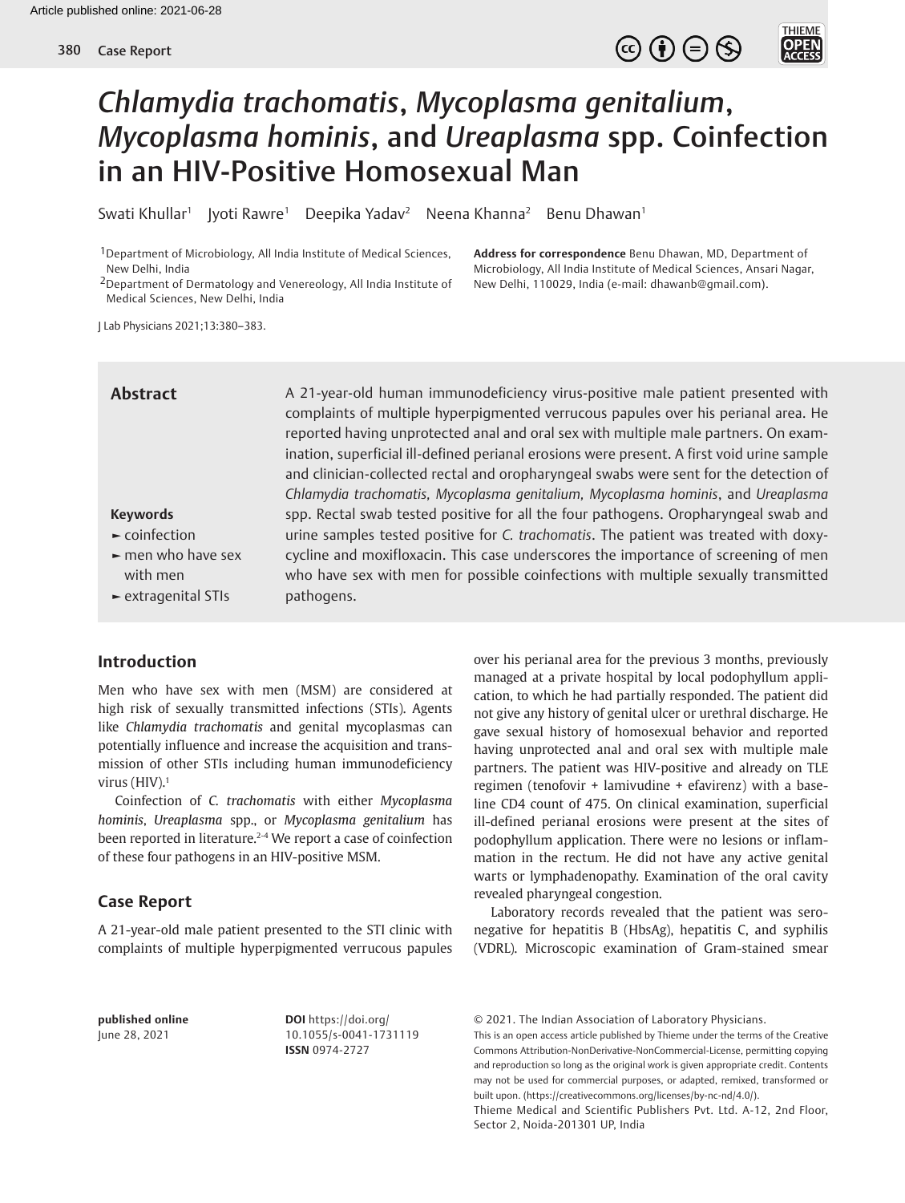# *Chlamydia trachomatis*, *Mycoplasma genitalium*, *Mycoplasma hominis*, and *Ureaplasma* spp. Coinfection in an HIV-Positive Homosexual Man

Swati Khullar[1] Jyoti Rawre[1] Deepika Yadav[2] Neena Khanna[2] Benu Dhawan[1]

[1]Department of Microbiology, All India Institute of Medical Sciences, New Delhi, India

[2]Department of Dermatology and Venereology, All India Institute of Medical Sciences, New Delhi, India

**Address for correspondence** Benu Dhawan, MD, Department of Microbiology, All India Institute of Medical Sciences, Ansari Nagar, New Delhi, 110029, India (e-mail: dhawanb@gmail.com).

J Lab Physicians 2021;13:380–383.

## Abstract

A 21-year-old human immunodeficiency virus-positive male patient presented with complaints of multiple hyperpigmented verrucous papules over his perianal area. He reported having unprotected anal and oral sex with multiple male partners. On examination, superficial ill-defined perianal erosions were present. A first void urine sample and clinician-collected rectal and oropharyngeal swabs were sent for the detection of *Chlamydia trachomatis, Mycoplasma genitalium, Mycoplasma hominis*, and *Ureaplasma* spp. Rectal swab tested positive for all the four pathogens. Oropharyngeal swab and urine samples tested positive for *C. trachomatis*. The patient was treated with doxycycline and moxifloxacin. This case underscores the importance of screening of men who have sex with men for possible coinfections with multiple sexually transmitted pathogens.

**Keywords**

- coinfection
- men who have sex with men
- extragenital STIs

## Introduction

Men who have sex with men (MSM) are considered at high risk of sexually transmitted infections (STIs). Agents like *Chlamydia trachomatis* and genital mycoplasmas can potentially influence and increase the acquisition and transmission of other STIs including human immunodeficiency virus (HIV).[1]

Coinfection of *C. trachomatis* with either *Mycoplasma hominis*, *Ureaplasma* spp., or *Mycoplasma genitalium* has been reported in literature.[2-4] We report a case of coinfection of these four pathogens in an HIV-positive MSM.

## Case Report

A 21-year-old male patient presented to the STI clinic with complaints of multiple hyperpigmented verrucous papules over his perianal area for the previous 3 months, previously managed at a private hospital by local podophyllum application, to which he had partially responded. The patient did not give any history of genital ulcer or urethral discharge. He gave sexual history of homosexual behavior and reported having unprotected anal and oral sex with multiple male partners. The patient was HIV-positive and already on TLE regimen (tenofovir + lamivudine + efavirenz) with a baseline CD4 count of 475. On clinical examination, superficial ill-defined perianal erosions were present at the sites of podophyllum application. There were no lesions or inflammation in the rectum. He did not have any active genital warts or lymphadenopathy. Examination of the oral cavity revealed pharyngeal congestion.

Laboratory records revealed that the patient was seronegative for hepatitis B (HbsAg), hepatitis C, and syphilis (VDRL). Microscopic examination of Gram-stained smear

**published online**
June 28, 2021

**DOI** https://doi.org/10.1055/s-0041-1731119
**ISSN** 0974-2727

© 2021. The Indian Association of Laboratory Physicians.
This is an open access article published by Thieme under the terms of the Creative Commons Attribution-NonDerivative-NonCommercial-License, permitting copying and reproduction so long as the original work is given appropriate credit. Contents may not be used for commercial purposes, or adapted, remixed, transformed or built upon. (https://creativecommons.org/licenses/by-nc-nd/4.0/).
Thieme Medical and Scientific Publishers Pvt. Ltd. A-12, 2nd Floor, Sector 2, Noida-201301 UP, India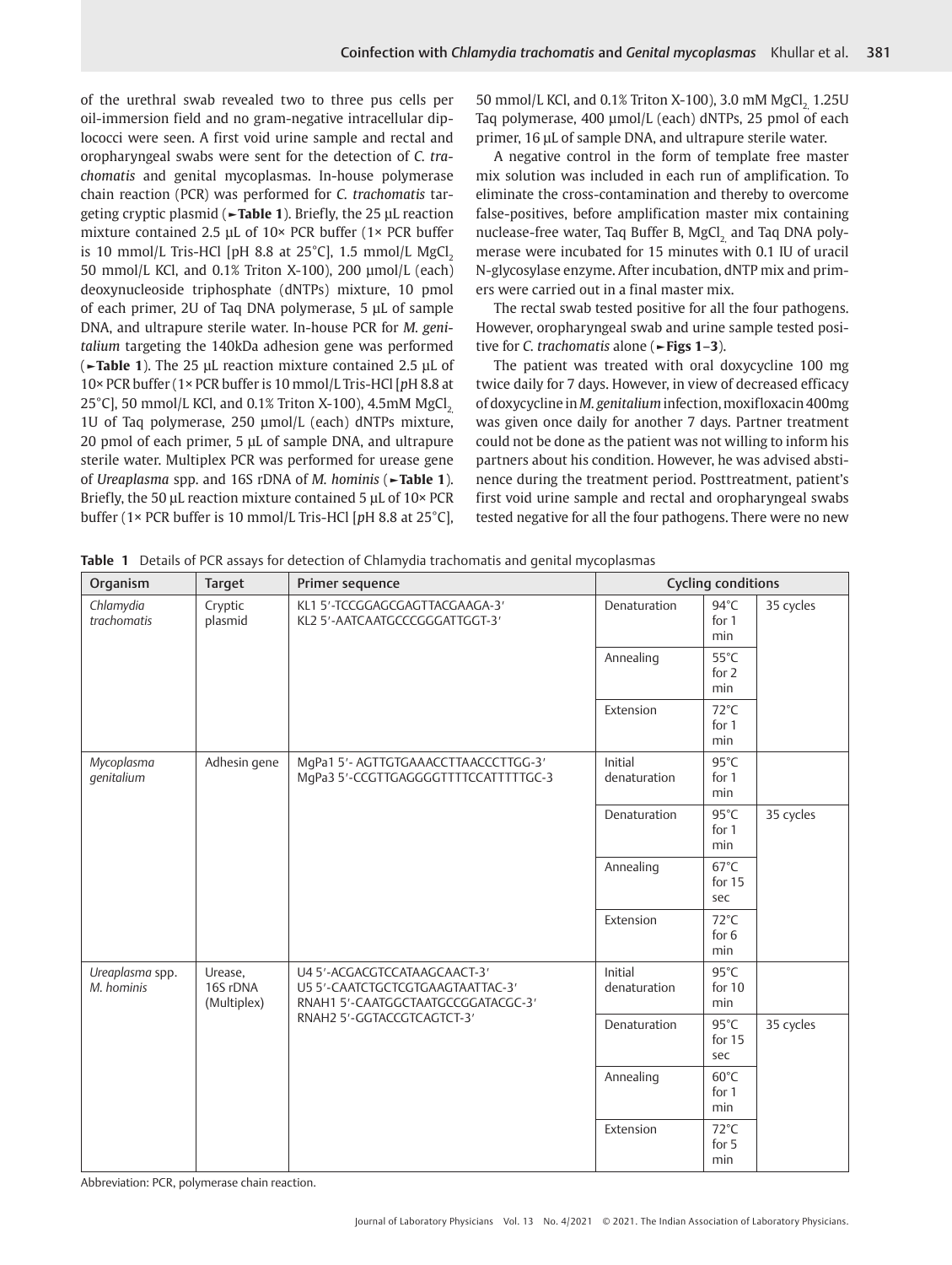of the urethral swab revealed two to three pus cells per oil-immersion field and no gram-negative intracellular diplococci were seen. A first void urine sample and rectal and oropharyngeal swabs were sent for the detection of *C. trachomatis* and genital mycoplasmas. In-house polymerase chain reaction (PCR) was performed for *C. trachomatis* targeting cryptic plasmid (►**Table 1**). Briefly, the 25 µL reaction mixture contained 2.5 µL of 10× PCR buffer (1× PCR buffer is 10 mmol/L Tris-HCl [pH 8.8 at 25°C], 1.5 mmol/L $MgCl_2$ 50 mmol/L KCl, and 0.1% Triton X-100), 200 µmol/L (each) deoxynucleoside triphosphate (dNTPs) mixture, 10 pmol of each primer, 2U of Taq DNA polymerase, 5 µL of sample DNA, and ultrapure sterile water. In-house PCR for *M. genitalium* targeting the 140kDa adhesion gene was performed (►**Table 1**). The 25 µL reaction mixture contained 2.5 µL of 10× PCR buffer (1× PCR buffer is 10 mmol/L Tris-HCl [*p*H 8.8 at 25°C], 50 mmol/L KCl, and 0.1% Triton X-100), 4.5mM $MgCl_2$, 1U of Taq polymerase, 250 µmol/L (each) dNTPs mixture, 20 pmol of each primer, 5 µL of sample DNA, and ultrapure sterile water. Multiplex PCR was performed for urease gene of *Ureaplasma* spp. and 16S rDNA of *M. hominis* (►**Table 1**). Briefly, the 50 µL reaction mixture contained 5 µL of 10× PCR buffer (1× PCR buffer is 10 mmol/L Tris-HCl [*p*H 8.8 at 25°C], 50 mmol/L KCl, and 0.1% Triton X-100), 3.0 mM $MgCl_2$ 1.25U Taq polymerase, 400 µmol/L (each) dNTPs, 25 pmol of each primer, 16 µL of sample DNA, and ultrapure sterile water.

A negative control in the form of template free master mix solution was included in each run of amplification. To eliminate the cross-contamination and thereby to overcome false-positives, before amplification master mix containing nuclease-free water, Taq Buffer B, $MgCl_2$ and Taq DNA polymerase were incubated for 15 minutes with 0.1 IU of uracil N-glycosylase enzyme. After incubation, dNTP mix and primers were carried out in a final master mix.

The rectal swab tested positive for all the four pathogens. However, oropharyngeal swab and urine sample tested positive for *C. trachomatis* alone (►**Figs 1–3**).

The patient was treated with oral doxycycline 100 mg twice daily for 7 days. However, in view of decreased efficacy of doxycycline in *M. genitalium* infection, moxifloxacin 400mg was given once daily for another 7 days. Partner treatment could not be done as the patient was not willing to inform his partners about his condition. However, he was advised abstinence during the treatment period. Posttreatment, patient's first void urine sample and rectal and oropharyngeal swabs tested negative for all the four pathogens. There were no new

**Table 1** Details of PCR assays for detection of Chlamydia trachomatis and genital mycoplasmas

| Organism | Target | Primer sequence | Cycling conditions | | |
|---|---|---|---|---|---|
| *Chlamydia trachomatis* | Cryptic plasmid | KL1 5′-TCCGGAGCGAGTTACGAAGA-3′<br>KL2 5′-AATCAATGCCCGGGATTGGT-3′ | Denaturation | 94°C for 1 min | 35 cycles |
| | | | Annealing | 55°C for 2 min | |
| | | | Extension | 72°C for 1 min | |
| *Mycoplasma genitalium* | Adhesin gene | MgPa1 5′- AGTTGTGAAACCTTAACCCTTGG-3′<br>MgPa3 5′-CCGTTGAGGGGTTTTCCATTTTTGC-3 | Initial denaturation | 95°C for 1 min | |
| | | | Denaturation | 95°C for 1 min | 35 cycles |
| | | | Annealing | 67°C for 15 sec | |
| | | | Extension | 72°C for 6 min | |
| *Ureaplasma* spp.<br>*M. hominis* | Urease, 16S rDNA (Multiplex) | U4 5′-ACGACGTCCATAAGCAACT-3′<br>U5 5′-CAATCTGCTCGTGAAGTAATTAC-3′<br>RNAH1 5′-CAATGGCTAATGCCGGATACGC-3′<br>RNAH2 5′-GGTACCGTCAGTCT-3′ | Initial denaturation | 95°C for 10 min | |
| | | | Denaturation | 95°C for 15 sec | 35 cycles |
| | | | Annealing | 60°C for 1 min | |
| | | | Extension | 72°C for 5 min | |

Abbreviation: PCR, polymerase chain reaction.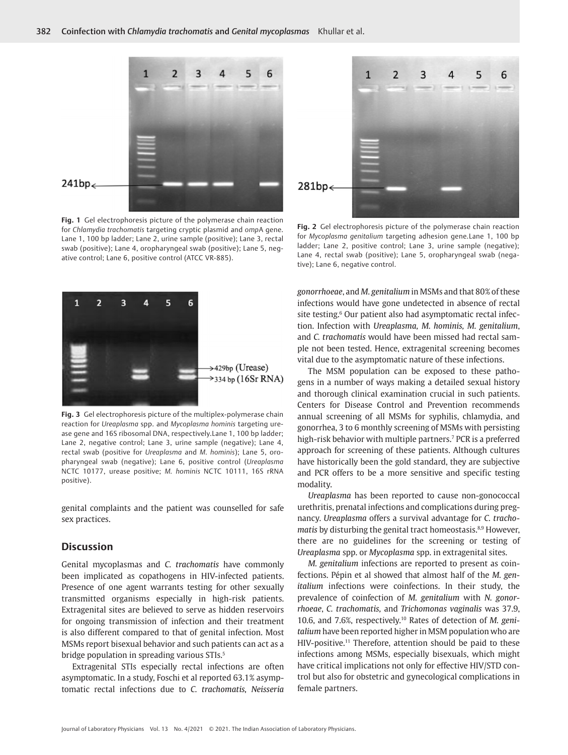241bp

Fig. 1 Gel electrophoresis picture of the polymerase chain reaction for *Chlamydia trachomatis* targeting cryptic plasmid and *ompA* gene. Lane 1, 100 bp ladder; Lane 2, urine sample (positive); Lane 3, rectal swab (positive); Lane 4, oropharyngeal swab (positive); Lane 5, negative control; Lane 6, positive control (ATCC VR-885).

281bp

Fig. 2 Gel electrophoresis picture of the polymerase chain reaction for *Mycoplasma genitalium* targeting adhesion gene.Lane 1, 100 bp ladder; Lane 2, positive control; Lane 3, urine sample (negative); Lane 4, rectal swab (positive); Lane 5, oropharyngeal swab (negative); Lane 6, negative control.

429bp (Urease)
334 bp (16Sr RNA)

Fig. 3 Gel electrophoresis picture of the multiplex-polymerase chain reaction for *Ureaplasma* spp. and *Mycoplasma hominis* targeting urease gene and 16S ribosomal DNA, respectively.Lane 1, 100 bp ladder; Lane 2, negative control; Lane 3, urine sample (negative); Lane 4, rectal swab (positive for *Ureaplasma* and *M. hominis*); Lane 5, oropharyngeal swab (negative); Lane 6, positive control (*Ureaplasma* NCTC 10177, urease positive; *M. hominis* NCTC 10111, 16S rRNA positive).

genital complaints and the patient was counselled for safe sex practices.

## Discussion

Genital mycoplasmas and *C. trachomatis* have commonly been implicated as copathogens in HIV-infected patients. Presence of one agent warrants testing for other sexually transmitted organisms especially in high-risk patients. Extragenital sites are believed to serve as hidden reservoirs for ongoing transmission of infection and their treatment is also different compared to that of genital infection. Most MSMs report bisexual behavior and such patients can act as a bridge population in spreading various STIs.[5]

Extragenital STIs especially rectal infections are often asymptomatic. In a study, Foschi et al reported 63.1% asymptomatic rectal infections due to *C. trachomatis, Neisseria gonorrhoeae*, and *M. genitalium* in MSMs and that 80% of these infections would have gone undetected in absence of rectal site testing.[6] Our patient also had asymptomatic rectal infection. Infection with *Ureaplasma, M. hominis, M. genitalium*, and *C. trachomatis* would have been missed had rectal sample not been tested. Hence, extragenital screening becomes vital due to the asymptomatic nature of these infections.

The MSM population can be exposed to these pathogens in a number of ways making a detailed sexual history and thorough clinical examination crucial in such patients. Centers for Disease Control and Prevention recommends annual screening of all MSMs for syphilis, chlamydia, and gonorrhea, 3 to 6 monthly screening of MSMs with persisting high-risk behavior with multiple partners.[7] PCR is a preferred approach for screening of these patients. Although cultures have historically been the gold standard, they are subjective and PCR offers to be a more sensitive and specific testing modality.

*Ureaplasma* has been reported to cause non-gonococcal urethritis, prenatal infections and complications during pregnancy. *Ureaplasma* offers a survival advantage for *C. trachomatis* by disturbing the genital tract homeostasis.[8,9] However, there are no guidelines for the screening or testing of *Ureaplasma* spp. or *Mycoplasma* spp. in extragenital sites.

*M. genitalium* infections are reported to present as coinfections. Pépin et al showed that almost half of the *M. genitalium* infections were coinfections. In their study, the prevalence of coinfection of *M. genitalium* with *N. gonorrhoeae*, *C. trachomatis*, and *Trichomonas vaginalis* was 37.9, 10.6, and 7.6%, respectively.[10] Rates of detection of *M. genitalium* have been reported higher in MSM population who are HIV-positive.[11] Therefore, attention should be paid to these infections among MSMs, especially bisexuals, which might have critical implications not only for effective HIV/STD control but also for obstetric and gynecological complications in female partners.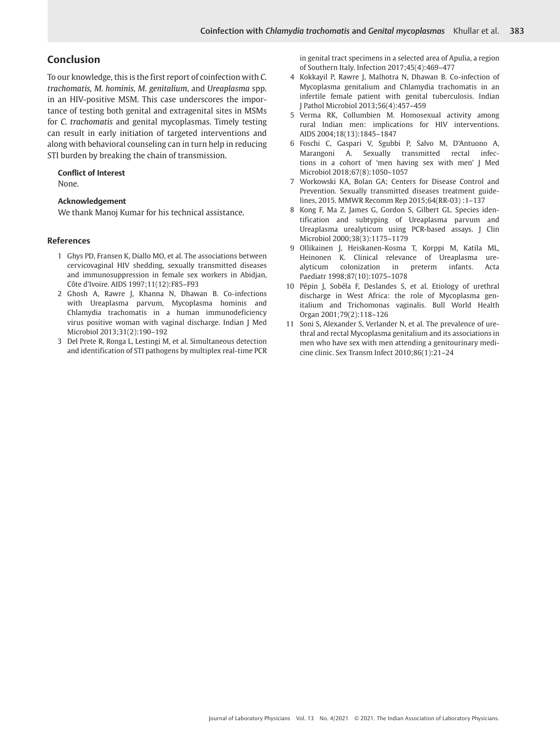## Conclusion

To our knowledge, this is the first report of coinfection with *C. trachomatis, M. hominis, M. genitalium*, and *Ureaplasma* spp. in an HIV-positive MSM. This case underscores the importance of testing both genital and extragenital sites in MSMs for *C. trachomatis* and genital mycoplasmas. Timely testing can result in early initiation of targeted interventions and along with behavioral counseling can in turn help in reducing STI burden by breaking the chain of transmission.

**Conflict of Interest**

None.

**Acknowledgement**

We thank Manoj Kumar for his technical assistance.

## References

1. Ghys PD, Fransen K, Diallo MO, et al. The associations between cervicovaginal HIV shedding, sexually transmitted diseases and immunosuppression in female sex workers in Abidjan, Côte d'Ivoire. AIDS 1997;11(12):F85–F93
2. Ghosh A, Rawre J, Khanna N, Dhawan B. Co-infections with Ureaplasma parvum, Mycoplasma hominis and Chlamydia trachomatis in a human immunodeficiency virus positive woman with vaginal discharge. Indian J Med Microbiol 2013;31(2):190–192
3. Del Prete R, Ronga L, Lestingi M, et al. Simultaneous detection and identification of STI pathogens by multiplex real-time PCR in genital tract specimens in a selected area of Apulia, a region of Southern Italy. Infection 2017;45(4):469–477
4. Kokkayil P, Rawre J, Malhotra N, Dhawan B. Co-infection of Mycoplasma genitalium and Chlamydia trachomatis in an infertile female patient with genital tuberculosis. Indian J Pathol Microbiol 2013;56(4):457–459
5. Verma RK, Collumbien M. Homosexual activity among rural Indian men: implications for HIV interventions. AIDS 2004;18(13):1845–1847
6. Foschi C, Gaspari V, Sgubbi P, Salvo M, D'Antuono A, Marangoni A. Sexually transmitted rectal infections in a cohort of 'men having sex with men' J Med Microbiol 2018;67(8):1050–1057
7. Workowski KA, Bolan GA; Centers for Disease Control and Prevention. Sexually transmitted diseases treatment guidelines, 2015. MMWR Recomm Rep 2015;64(RR-03) :1–137
8. Kong F, Ma Z, James G, Gordon S, Gilbert GL. Species identification and subtyping of Ureaplasma parvum and Ureaplasma urealyticum using PCR-based assays. J Clin Microbiol 2000;38(3):1175–1179
9. Ollikainen J, Heiskanen-Kosma T, Korppi M, Katila ML, Heinonen K. Clinical relevance of Ureaplasma urealyticum colonization in preterm infants. Acta Paediatr 1998;87(10):1075–1078
10. Pépin J, Sobéla F, Deslandes S, et al. Etiology of urethral discharge in West Africa: the role of Mycoplasma genitalium and Trichomonas vaginalis. Bull World Health Organ 2001;79(2):118–126
11. Soni S, Alexander S, Verlander N, et al. The prevalence of urethral and rectal Mycoplasma genitalium and its associations in men who have sex with men attending a genitourinary medicine clinic. Sex Transm Infect 2010;86(1):21–24